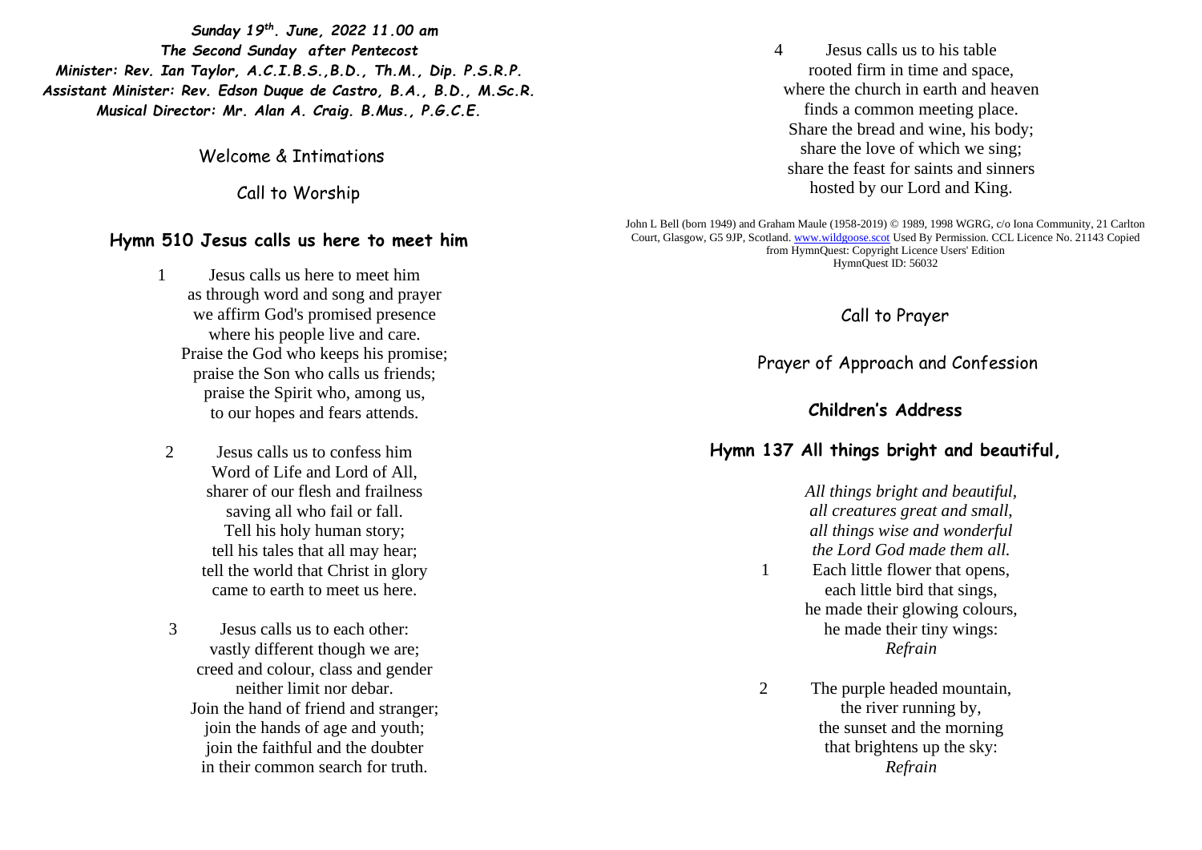***Sunday 19th. June, 2022 11.00 am***
***The Second Sunday after Pentecost***
***Minister: Rev. Ian Taylor, A.C.I.B.S.,B.D., Th.M., Dip. P.S.R.P.***
***Assistant Minister: Rev. Edson Duque de Castro, B.A., B.D., M.Sc.R.***
***Musical Director: Mr. Alan A. Craig. B.Mus., P.G.C.E.***

Welcome & Intimations

Call to Worship

## Hymn 510 Jesus calls us here to meet him

1 Jesus calls us here to meet him
as through word and song and prayer
we affirm God's promised presence
where his people live and care.
Praise the God who keeps his promise;
praise the Son who calls us friends;
praise the Spirit who, among us,
to our hopes and fears attends.

2 Jesus calls us to confess him
Word of Life and Lord of All,
sharer of our flesh and frailness
saving all who fail or fall.
Tell his holy human story;
tell his tales that all may hear;
tell the world that Christ in glory
came to earth to meet us here.

3 Jesus calls us to each other:
vastly different though we are;
creed and colour, class and gender
neither limit nor debar.
Join the hand of friend and stranger;
join the hands of age and youth;
join the faithful and the doubter
in their common search for truth.

4 Jesus calls us to his table
rooted firm in time and space,
where the church in earth and heaven
finds a common meeting place.
Share the bread and wine, his body;
share the love of which we sing;
share the feast for saints and sinners
hosted by our Lord and King.

John L Bell (born 1949) and Graham Maule (1958-2019) © 1989, 1998 WGRG, c/o Iona Community, 21 Carlton Court, Glasgow, G5 9JP, Scotland. www.wildgoose.scot Used By Permission. CCL Licence No. 21143 Copied from HymnQuest: Copyright Licence Users' Edition
HymnQuest ID: 56032

Call to Prayer

Prayer of Approach and Confession

**Children's Address**

## Hymn 137 All things bright and beautiful,

*All things bright and beautiful,*
*all creatures great and small,*
*all things wise and wonderful*
*the Lord God made them all.*

1 Each little flower that opens,
each little bird that sings,
he made their glowing colours,
he made their tiny wings:
*Refrain*

2 The purple headed mountain,
the river running by,
the sunset and the morning
that brightens up the sky:
*Refrain*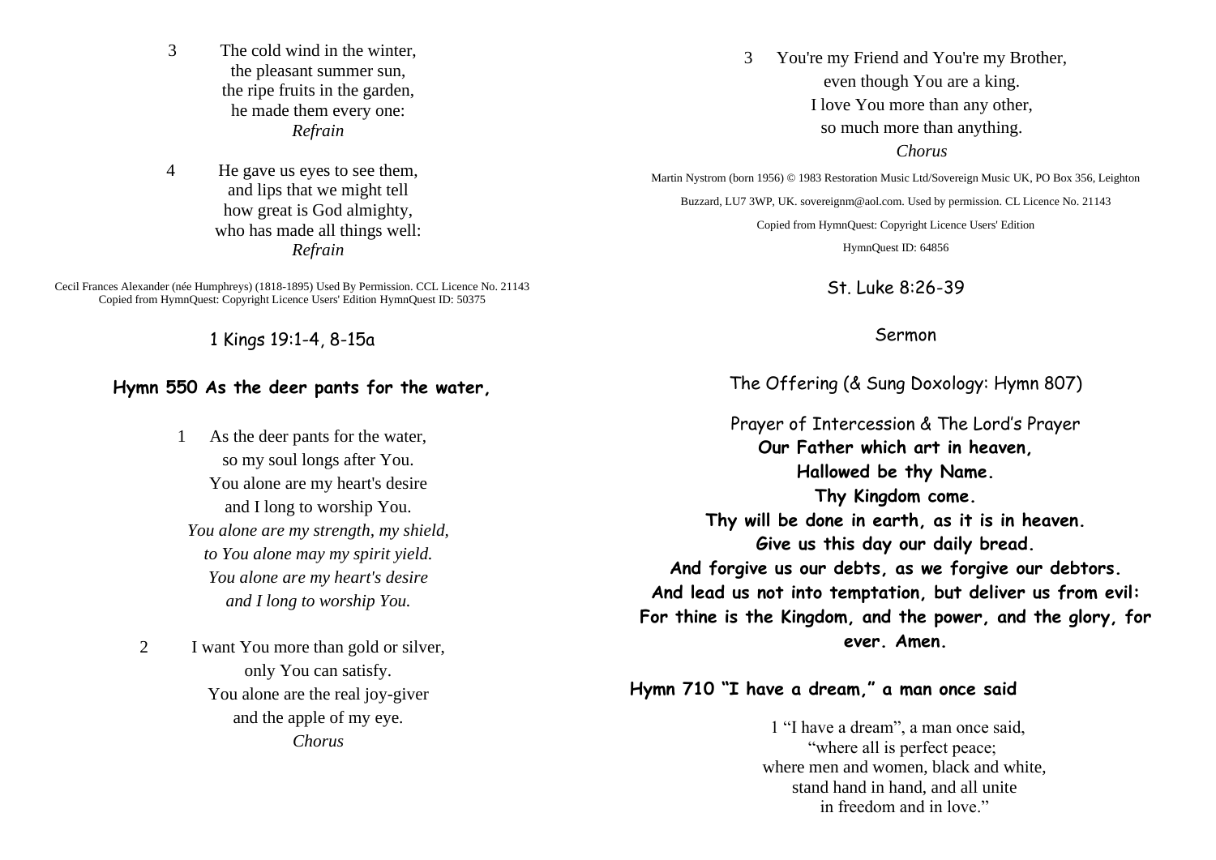3 The cold wind in the winter,
the pleasant summer sun,
the ripe fruits in the garden,
he made them every one:
*Refrain*

4 He gave us eyes to see them,
and lips that we might tell
how great is God almighty,
who has made all things well:
*Refrain*

Cecil Frances Alexander (née Humphreys) (1818-1895) Used By Permission. CCL Licence No. 21143
Copied from HymnQuest: Copyright Licence Users' Edition HymnQuest ID: 50375

1 Kings 19:1-4, 8-15a

**Hymn 550 As the deer pants for the water,**

1 As the deer pants for the water,
so my soul longs after You.
You alone are my heart's desire
and I long to worship You.
*You alone are my strength, my shield,*
*to You alone may my spirit yield.*
*You alone are my heart's desire*
*and I long to worship You.*

2 I want You more than gold or silver,
only You can satisfy.
You alone are the real joy-giver
and the apple of my eye.
*Chorus*

3 You're my Friend and You're my Brother,
even though You are a king.
I love You more than any other,
so much more than anything.
*Chorus*

Martin Nystrom (born 1956) © 1983 Restoration Music Ltd/Sovereign Music UK, PO Box 356, Leighton Buzzard, LU7 3WP, UK. sovereignm@aol.com. Used by permission. CL Licence No. 21143

Copied from HymnQuest: Copyright Licence Users' Edition

HymnQuest ID: 64856

St. Luke 8:26-39

Sermon

The Offering (& Sung Doxology: Hymn 807)

Prayer of Intercession & The Lord's Prayer

**Our Father which art in heaven,**
**Hallowed be thy Name.**
**Thy Kingdom come.**
**Thy will be done in earth, as it is in heaven.**
**Give us this day our daily bread.**
**And forgive us our debts, as we forgive our debtors.**
**And lead us not into temptation, but deliver us from evil:**
**For thine is the Kingdom, and the power, and the glory, for ever. Amen.**

**Hymn 710 "I have a dream," a man once said**

1 "I have a dream", a man once said,
"where all is perfect peace;
where men and women, black and white,
stand hand in hand, and all unite
in freedom and in love."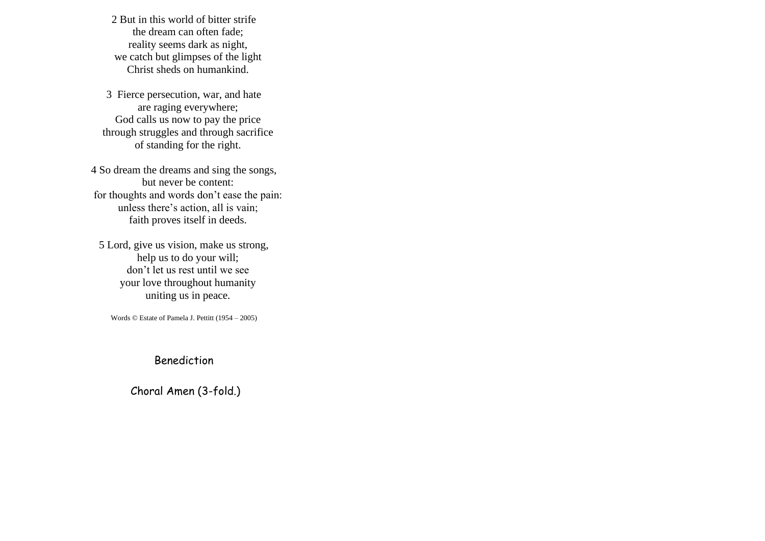2 But in this world of bitter strife
the dream can often fade;
reality seems dark as night,
we catch but glimpses of the light
Christ sheds on humankind.

3 Fierce persecution, war, and hate
are raging everywhere;
God calls us now to pay the price
through struggles and through sacrifice
of standing for the right.

4 So dream the dreams and sing the songs,
but never be content:
for thoughts and words don't ease the pain:
unless there's action, all is vain;
faith proves itself in deeds.

5 Lord, give us vision, make us strong,
help us to do your will;
don't let us rest until we see
your love throughout humanity
uniting us in peace.

Words © Estate of Pamela J. Pettitt (1954 – 2005)

Benediction

Choral Amen (3-fold.)